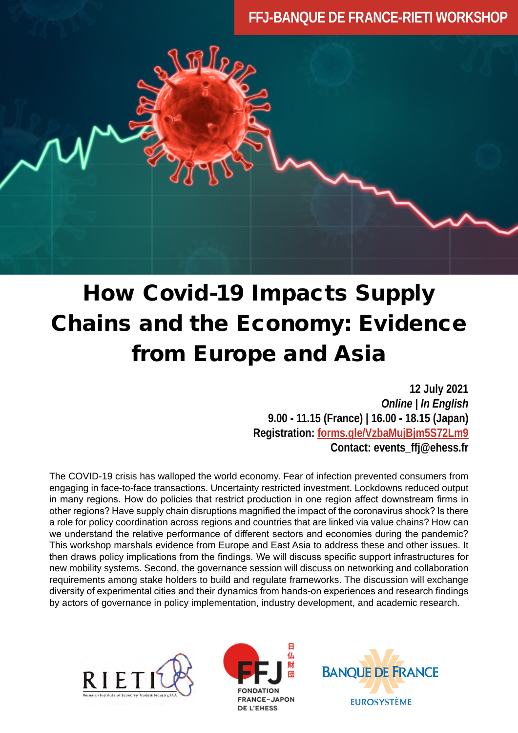FFJ-BANQUE DE FRANCE-RIETI WORKSHOP

# How Covid-19 Impacts Supply Chains and the Economy: Evidence from Europe and Asia

**12 July 2021**
***Online | In English***
**9.00 - 11.15 (France) | 16.00 - 18.15 (Japan)**
**Registration: [forms.gle/VzbaMujBjm5S72Lm9](https://forms.gle/VzbaMujBjm5S72Lm9)**
**Contact: events_ffj@ehess.fr**

The COVID-19 crisis has walloped the world economy. Fear of infection prevented consumers from engaging in face-to-face transactions. Uncertainty restricted investment. Lockdowns reduced output in many regions. How do policies that restrict production in one region affect downstream firms in other regions? Have supply chain disruptions magnified the impact of the coronavirus shock? Is there a role for policy coordination across regions and countries that are linked via value chains? How can we understand the relative performance of different sectors and economies during the pandemic? This workshop marshals evidence from Europe and East Asia to address these and other issues. It then draws policy implications from the findings. We will discuss specific support infrastructures for new mobility systems. Second, the governance session will discuss on networking and collaboration requirements among stake holders to build and regulate frameworks. The discussion will exchange diversity of experimental cities and their dynamics from hands-on experiences and research findings by actors of governance in policy implementation, industry development, and academic research.

RIETI — Research Institute of Economy, Trade & Industry, IAA

FFJ 日仏財団 — FONDATION FRANCE-JAPON DE L'EHESS

BANQUE DE FRANCE — EUROSYSTÈME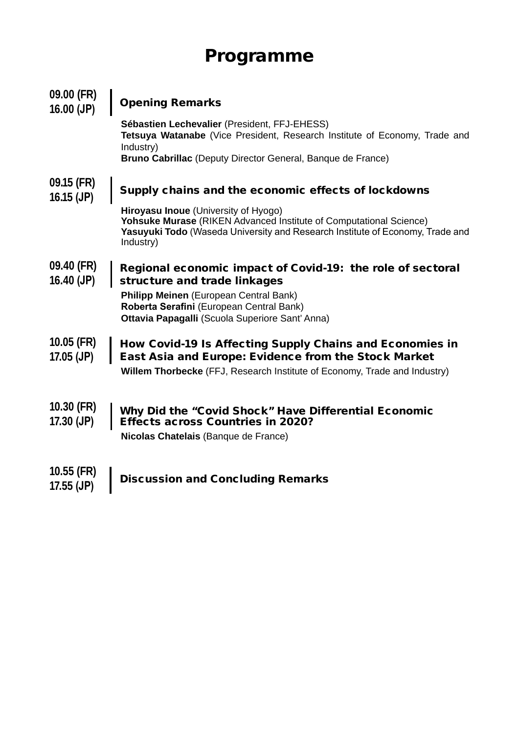# Programme

**09.00 (FR)**
**16.00 (JP)**

### Opening Remarks

**Sébastien Lechevalier** (President, FFJ-EHESS)
**Tetsuya Watanabe** (Vice President, Research Institute of Economy, Trade and Industry)
**Bruno Cabrillac** (Deputy Director General, Banque de France)

**09.15 (FR)**
**16.15 (JP)**

### Supply chains and the economic effects of lockdowns

**Hiroyasu Inoue** (University of Hyogo)
**Yohsuke Murase** (RIKEN Advanced Institute of Computational Science)
**Yasuyuki Todo** (Waseda University and Research Institute of Economy, Trade and Industry)

**09.40 (FR)**
**16.40 (JP)**

### Regional economic impact of Covid-19: the role of sectoral structure and trade linkages

**Philipp Meinen** (European Central Bank)
**Roberta Serafini** (European Central Bank)
**Ottavia Papagalli** (Scuola Superiore Sant' Anna)

**10.05 (FR)**
**17.05 (JP)**

### How Covid-19 Is Affecting Supply Chains and Economies in East Asia and Europe: Evidence from the Stock Market

**Willem Thorbecke** (FFJ, Research Institute of Economy, Trade and Industry)

**10.30 (FR)**
**17.30 (JP)**

### Why Did the "Covid Shock" Have Differential Economic Effects across Countries in 2020?

**Nicolas Chatelais** (Banque de France)

**10.55 (FR)**
**17.55 (JP)**

### Discussion and Concluding Remarks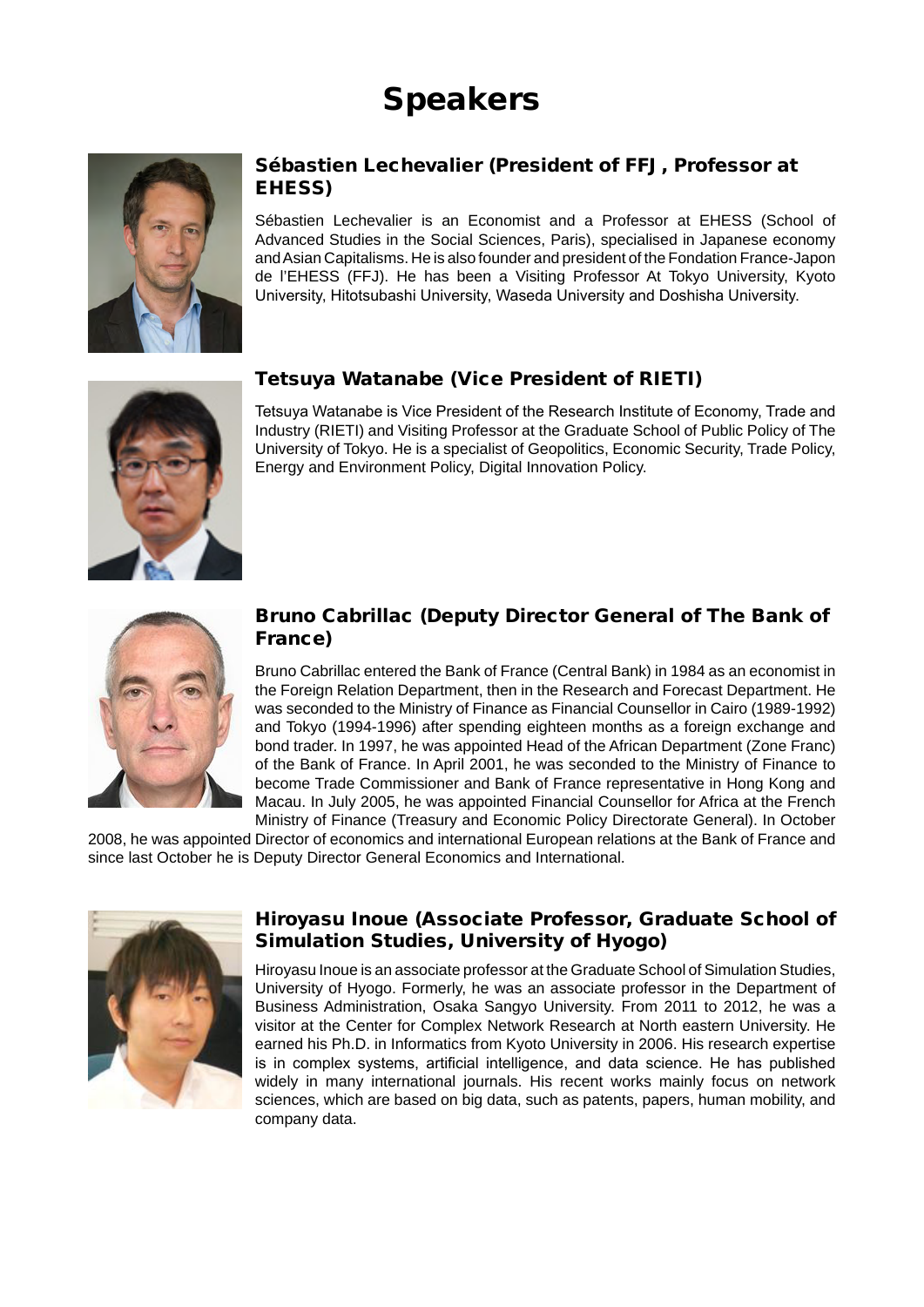# Speakers

## Sébastien Lechevalier (President of FFJ, Professor at EHESS)

Sébastien Lechevalier is an Economist and a Professor at EHESS (School of Advanced Studies in the Social Sciences, Paris), specialised in Japanese economy and Asian Capitalisms. He is also founder and president of the Fondation France-Japon de l'EHESS (FFJ). He has been a Visiting Professor At Tokyo University, Kyoto University, Hitotsubashi University, Waseda University and Doshisha University.

## Tetsuya Watanabe (Vice President of RIETI)

Tetsuya Watanabe is Vice President of the Research Institute of Economy, Trade and Industry (RIETI) and Visiting Professor at the Graduate School of Public Policy of The University of Tokyo. He is a specialist of Geopolitics, Economic Security, Trade Policy, Energy and Environment Policy, Digital Innovation Policy.

## Bruno Cabrillac (Deputy Director General of The Bank of France)

Bruno Cabrillac entered the Bank of France (Central Bank) in 1984 as an economist in the Foreign Relation Department, then in the Research and Forecast Department. He was seconded to the Ministry of Finance as Financial Counsellor in Cairo (1989-1992) and Tokyo (1994-1996) after spending eighteen months as a foreign exchange and bond trader. In 1997, he was appointed Head of the African Department (Zone Franc) of the Bank of France. In April 2001, he was seconded to the Ministry of Finance to become Trade Commissioner and Bank of France representative in Hong Kong and Macau. In July 2005, he was appointed Financial Counsellor for Africa at the French Ministry of Finance (Treasury and Economic Policy Directorate General). In October 2008, he was appointed Director of economics and international European relations at the Bank of France and since last October he is Deputy Director General Economics and International.

## Hiroyasu Inoue (Associate Professor, Graduate School of Simulation Studies, University of Hyogo)

Hiroyasu Inoue is an associate professor at the Graduate School of Simulation Studies, University of Hyogo. Formerly, he was an associate professor in the Department of Business Administration, Osaka Sangyo University. From 2011 to 2012, he was a visitor at the Center for Complex Network Research at North eastern University. He earned his Ph.D. in Informatics from Kyoto University in 2006. His research expertise is in complex systems, artificial intelligence, and data science. He has published widely in many international journals. His recent works mainly focus on network sciences, which are based on big data, such as patents, papers, human mobility, and company data.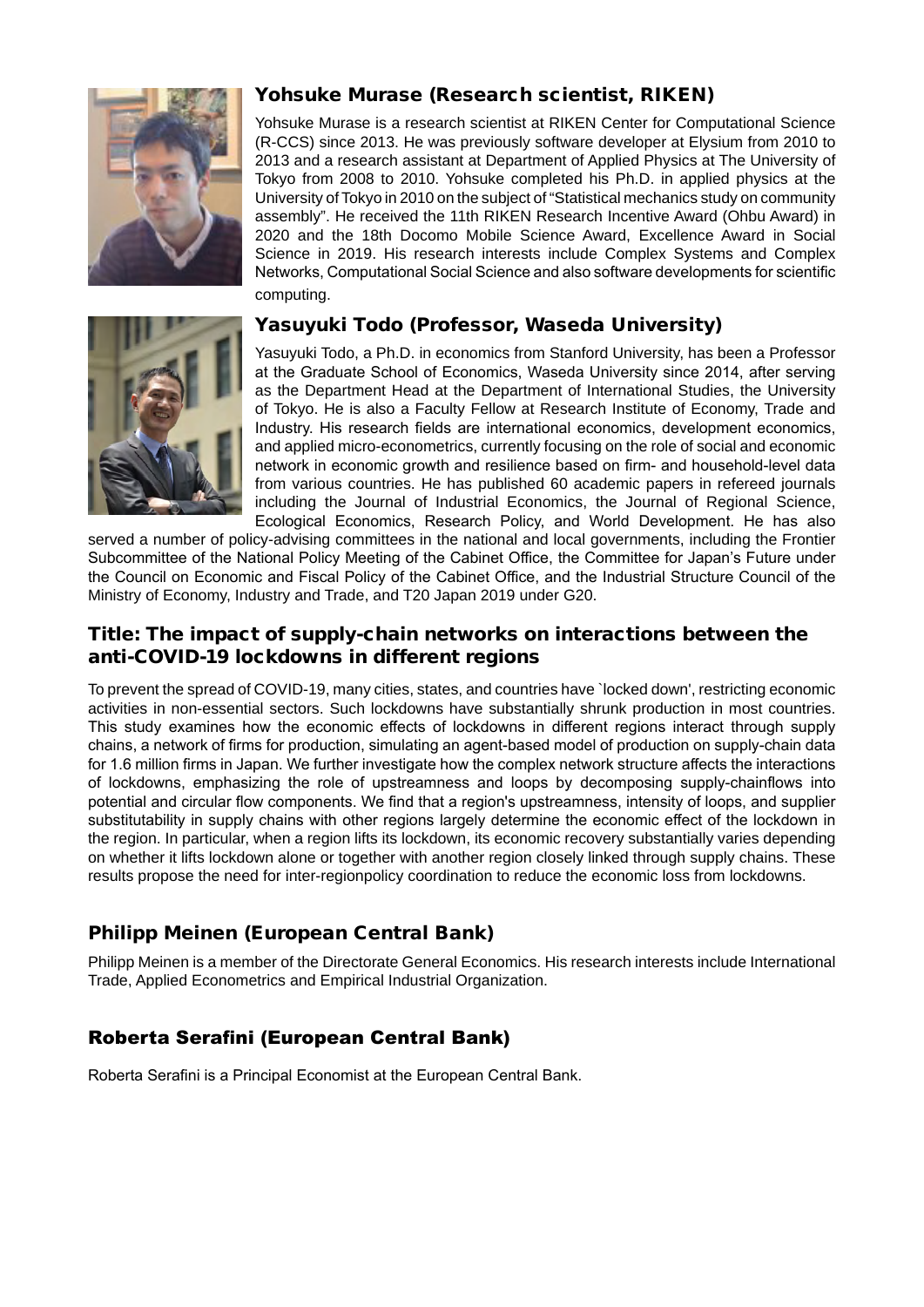## Yohsuke Murase (Research scientist, RIKEN)

Yohsuke Murase is a research scientist at RIKEN Center for Computational Science (R-CCS) since 2013. He was previously software developer at Elysium from 2010 to 2013 and a research assistant at Department of Applied Physics at The University of Tokyo from 2008 to 2010. Yohsuke completed his Ph.D. in applied physics at the University of Tokyo in 2010 on the subject of "Statistical mechanics study on community assembly". He received the 11th RIKEN Research Incentive Award (Ohbu Award) in 2020 and the 18th Docomo Mobile Science Award, Excellence Award in Social Science in 2019. His research interests include Complex Systems and Complex Networks, Computational Social Science and also software developments for scientific computing.

## Yasuyuki Todo (Professor, Waseda University)

Yasuyuki Todo, a Ph.D. in economics from Stanford University, has been a Professor at the Graduate School of Economics, Waseda University since 2014, after serving as the Department Head at the Department of International Studies, the University of Tokyo. He is also a Faculty Fellow at Research Institute of Economy, Trade and Industry. His research fields are international economics, development economics, and applied micro-econometrics, currently focusing on the role of social and economic network in economic growth and resilience based on firm- and household-level data from various countries. He has published 60 academic papers in refereed journals including the Journal of Industrial Economics, the Journal of Regional Science, Ecological Economics, Research Policy, and World Development. He has also served a number of policy-advising committees in the national and local governments, including the Frontier Subcommittee of the National Policy Meeting of the Cabinet Office, the Committee for Japan's Future under the Council on Economic and Fiscal Policy of the Cabinet Office, and the Industrial Structure Council of the Ministry of Economy, Industry and Trade, and T20 Japan 2019 under G20.

## Title: The impact of supply-chain networks on interactions between the anti-COVID-19 lockdowns in different regions

To prevent the spread of COVID-19, many cities, states, and countries have `locked down', restricting economic activities in non-essential sectors. Such lockdowns have substantially shrunk production in most countries. This study examines how the economic effects of lockdowns in different regions interact through supply chains, a network of firms for production, simulating an agent-based model of production on supply-chain data for 1.6 million firms in Japan. We further investigate how the complex network structure affects the interactions of lockdowns, emphasizing the role of upstreamness and loops by decomposing supply-chainflows into potential and circular flow components. We find that a region's upstreamness, intensity of loops, and supplier substitutability in supply chains with other regions largely determine the economic effect of the lockdown in the region. In particular, when a region lifts its lockdown, its economic recovery substantially varies depending on whether it lifts lockdown alone or together with another region closely linked through supply chains. These results propose the need for inter-regionpolicy coordination to reduce the economic loss from lockdowns.

## Philipp Meinen (European Central Bank)

Philipp Meinen is a member of the Directorate General Economics. His research interests include International Trade, Applied Econometrics and Empirical Industrial Organization.

## Roberta Serafini (European Central Bank)

Roberta Serafini is a Principal Economist at the European Central Bank.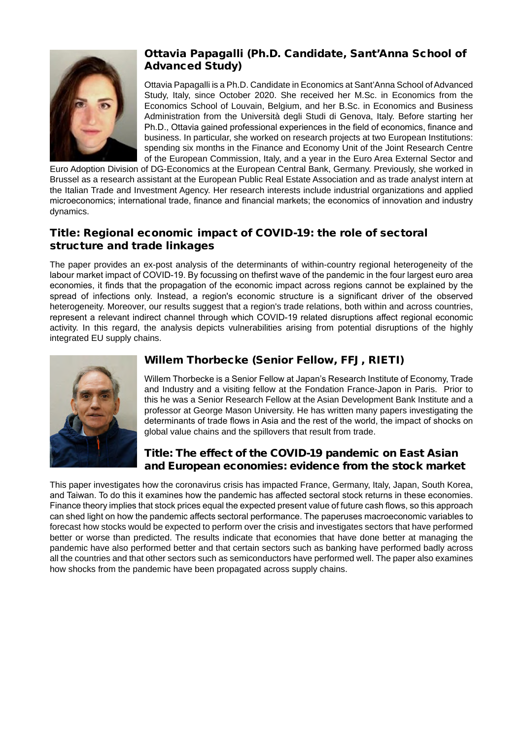## Ottavia Papagalli (Ph.D. Candidate, Sant'Anna School of Advanced Study)

Ottavia Papagalli is a Ph.D. Candidate in Economics at Sant'Anna School of Advanced Study, Italy, since October 2020. She received her M.Sc. in Economics from the Economics School of Louvain, Belgium, and her B.Sc. in Economics and Business Administration from the Università degli Studi di Genova, Italy. Before starting her Ph.D., Ottavia gained professional experiences in the field of economics, finance and business. In particular, she worked on research projects at two European Institutions: spending six months in the Finance and Economy Unit of the Joint Research Centre of the European Commission, Italy, and a year in the Euro Area External Sector and Euro Adoption Division of DG-Economics at the European Central Bank, Germany. Previously, she worked in Brussel as a research assistant at the European Public Real Estate Association and as trade analyst intern at the Italian Trade and Investment Agency. Her research interests include industrial organizations and applied microeconomics; international trade, finance and financial markets; the economics of innovation and industry dynamics.

## Title: Regional economic impact of COVID-19: the role of sectoral structure and trade linkages

The paper provides an ex-post analysis of the determinants of within-country regional heterogeneity of the labour market impact of COVID-19. By focussing on thefirst wave of the pandemic in the four largest euro area economies, it finds that the propagation of the economic impact across regions cannot be explained by the spread of infections only. Instead, a region's economic structure is a significant driver of the observed heterogeneity. Moreover, our results suggest that a region's trade relations, both within and across countries, represent a relevant indirect channel through which COVID-19 related disruptions affect regional economic activity. In this regard, the analysis depicts vulnerabilities arising from potential disruptions of the highly integrated EU supply chains.

## Willem Thorbecke (Senior Fellow, FFJ, RIETI)

Willem Thorbecke is a Senior Fellow at Japan's Research Institute of Economy, Trade and Industry and a visiting fellow at the Fondation France-Japon in Paris. Prior to this he was a Senior Research Fellow at the Asian Development Bank Institute and a professor at George Mason University. He has written many papers investigating the determinants of trade flows in Asia and the rest of the world, the impact of shocks on global value chains and the spillovers that result from trade.

## Title: The effect of the COVID-19 pandemic on East Asian and European economies: evidence from the stock market

This paper investigates how the coronavirus crisis has impacted France, Germany, Italy, Japan, South Korea, and Taiwan. To do this it examines how the pandemic has affected sectoral stock returns in these economies. Finance theory implies that stock prices equal the expected present value of future cash flows, so this approach can shed light on how the pandemic affects sectoral performance. The paperuses macroeconomic variables to forecast how stocks would be expected to perform over the crisis and investigates sectors that have performed better or worse than predicted. The results indicate that economies that have done better at managing the pandemic have also performed better and that certain sectors such as banking have performed badly across all the countries and that other sectors such as semiconductors have performed well. The paper also examines how shocks from the pandemic have been propagated across supply chains.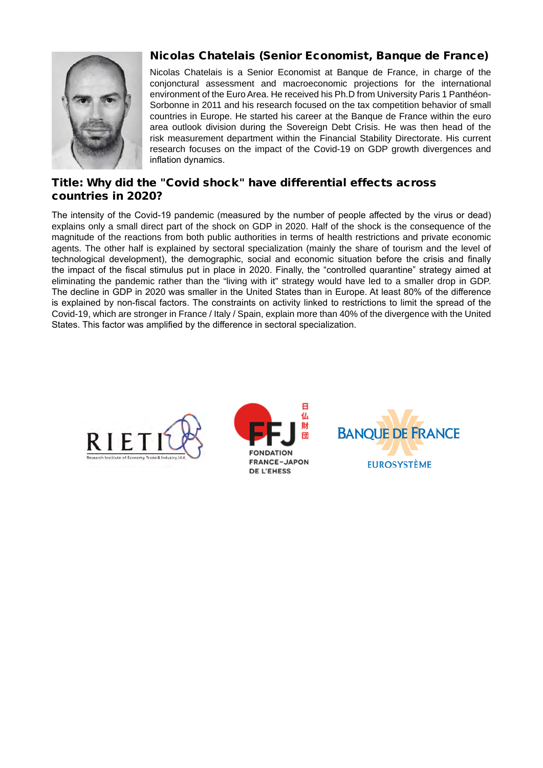## Nicolas Chatelais (Senior Economist, Banque de France)

Nicolas Chatelais is a Senior Economist at Banque de France, in charge of the conjonctural assessment and macroeconomic projections for the international environment of the Euro Area. He received his Ph.D from University Paris 1 Panthéon-Sorbonne in 2011 and his research focused on the tax competition behavior of small countries in Europe. He started his career at the Banque de France within the euro area outlook division during the Sovereign Debt Crisis. He was then head of the risk measurement department within the Financial Stability Directorate. His current research focuses on the impact of the Covid-19 on GDP growth divergences and inflation dynamics.

## Title: Why did the "Covid shock" have differential effects across countries in 2020?

The intensity of the Covid-19 pandemic (measured by the number of people affected by the virus or dead) explains only a small direct part of the shock on GDP in 2020. Half of the shock is the consequence of the magnitude of the reactions from both public authorities in terms of health restrictions and private economic agents. The other half is explained by sectoral specialization (mainly the share of tourism and the level of technological development), the demographic, social and economic situation before the crisis and finally the impact of the fiscal stimulus put in place in 2020. Finally, the "controlled quarantine" strategy aimed at eliminating the pandemic rather than the "living with it" strategy would have led to a smaller drop in GDP. The decline in GDP in 2020 was smaller in the United States than in Europe. At least 80% of the difference is explained by non-fiscal factors. The constraints on activity linked to restrictions to limit the spread of the Covid-19, which are stronger in France / Italy / Spain, explain more than 40% of the divergence with the United States. This factor was amplified by the difference in sectoral specialization.

RIETI
Research Institute of Economy, Trade & Industry, IAA

FFJ 日仏財団
FONDATION FRANCE-JAPON DE L'EHESS

BANQUE DE FRANCE
EUROSYSTÈME